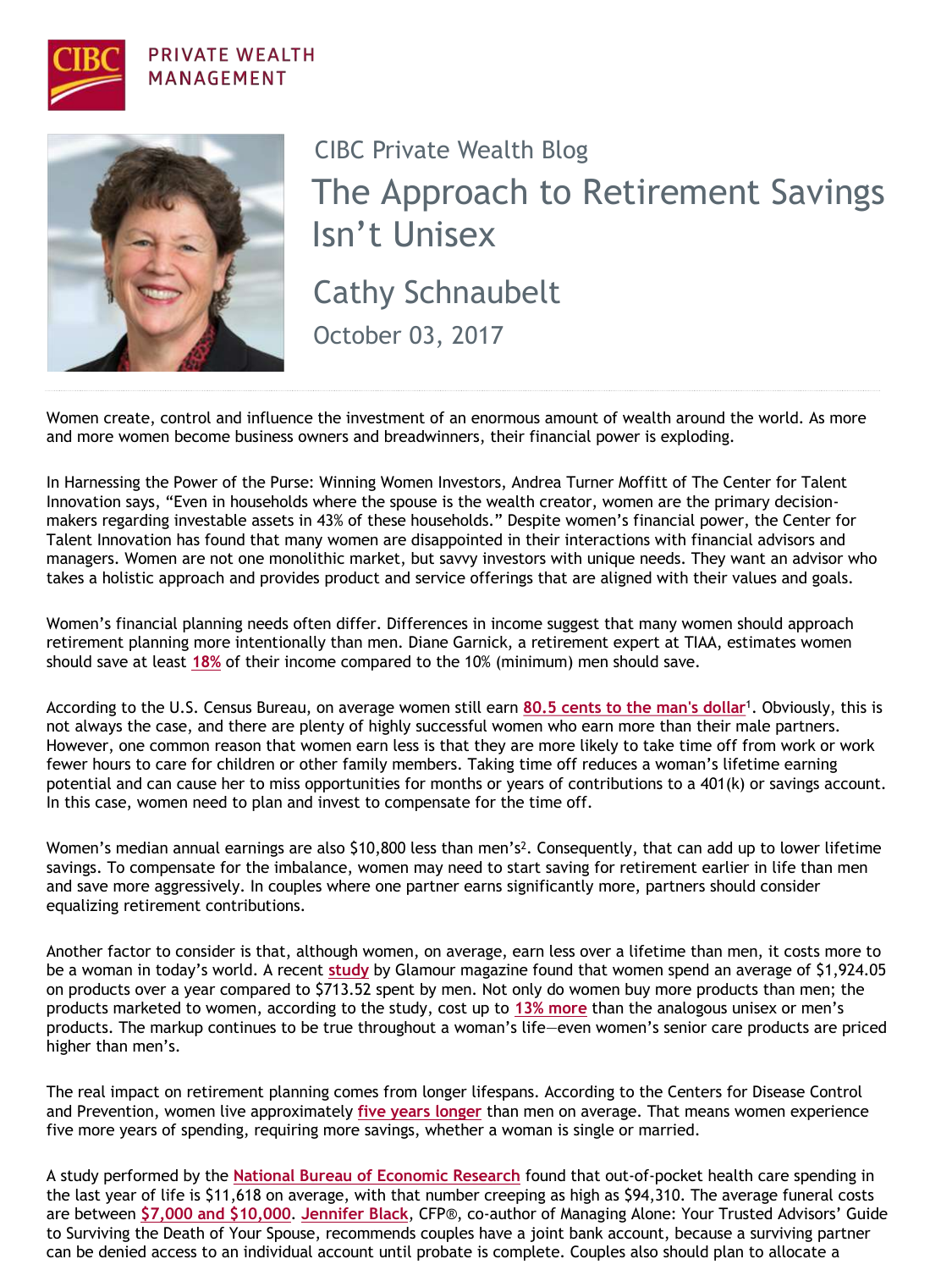CIBC PRIVATE WEALTH MANAGEMENT

CIBC Private Wealth Blog

# The Approach to Retirement Savings Isn't Unisex

## Cathy Schnaubelt

October 03, 2017

Women create, control and influence the investment of an enormous amount of wealth around the world. As more and more women become business owners and breadwinners, their financial power is exploding.

In Harnessing the Power of the Purse: Winning Women Investors, Andrea Turner Moffitt of The Center for Talent Innovation says, "Even in households where the spouse is the wealth creator, women are the primary decision-makers regarding investable assets in 43% of these households." Despite women's financial power, the Center for Talent Innovation has found that many women are disappointed in their interactions with financial advisors and managers. Women are not one monolithic market, but savvy investors with unique needs. They want an advisor who takes a holistic approach and provides product and service offerings that are aligned with their values and goals.

Women's financial planning needs often differ. Differences in income suggest that many women should approach retirement planning more intentionally than men. Diane Garnick, a retirement expert at TIAA, estimates women should save at least **18%** of their income compared to the 10% (minimum) men should save.

According to the U.S. Census Bureau, on average women still earn **80.5 cents to the man's dollar**[1]. Obviously, this is not always the case, and there are plenty of highly successful women who earn more than their male partners. However, one common reason that women earn less is that they are more likely to take time off from work or work fewer hours to care for children or other family members. Taking time off reduces a woman's lifetime earning potential and can cause her to miss opportunities for months or years of contributions to a 401(k) or savings account. In this case, women need to plan and invest to compensate for the time off.

Women's median annual earnings are also $10,800 less than men's[2]. Consequently, that can add up to lower lifetime savings. To compensate for the imbalance, women may need to start saving for retirement earlier in life than men and save more aggressively. In couples where one partner earns significantly more, partners should consider equalizing retirement contributions.

Another factor to consider is that, although women, on average, earn less over a lifetime than men, it costs more to be a woman in today's world. A recent **study** by Glamour magazine found that women spend an average of $1,924.05 on products over a year compared to $713.52 spent by men. Not only do women buy more products than men; the products marketed to women, according to the study, cost up to **13% more** than the analogous unisex or men's products. The markup continues to be true throughout a woman's life—even women's senior care products are priced higher than men's.

The real impact on retirement planning comes from longer lifespans. According to the Centers for Disease Control and Prevention, women live approximately **five years longer** than men on average. That means women experience five more years of spending, requiring more savings, whether a woman is single or married.

A study performed by the **National Bureau of Economic Research** found that out-of-pocket health care spending in the last year of life is $11,618 on average, with that number creeping as high as $94,310. The average funeral costs are between **$7,000 and $10,000**. **Jennifer Black**, CFP®, co-author of Managing Alone: Your Trusted Advisors' Guide to Surviving the Death of Your Spouse, recommends couples have a joint bank account, because a surviving partner can be denied access to an individual account until probate is complete. Couples also should plan to allocate a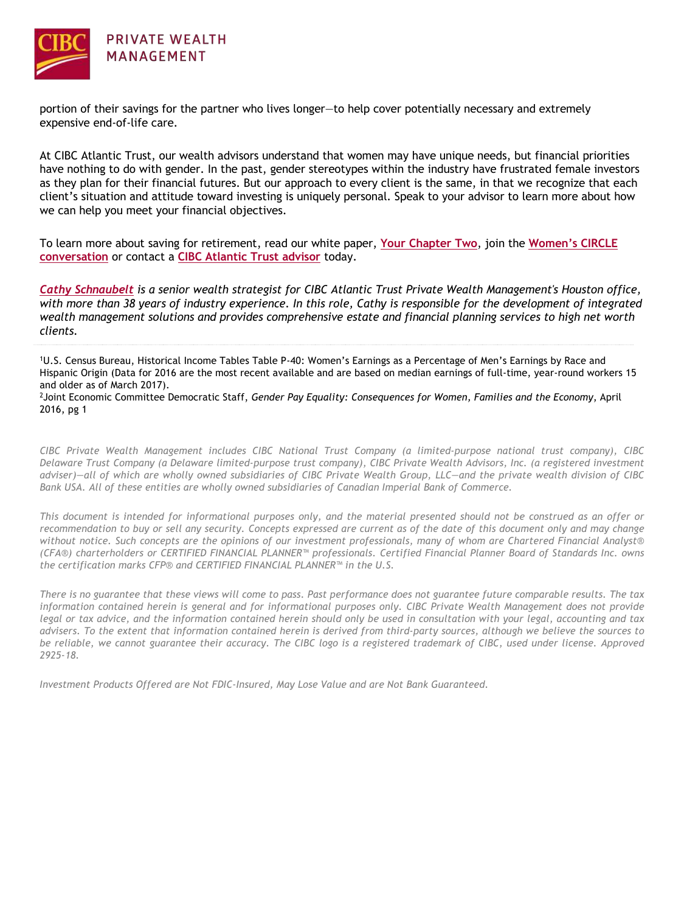portion of their savings for the partner who lives longer—to help cover potentially necessary and extremely expensive end-of-life care.

At CIBC Atlantic Trust, our wealth advisors understand that women may have unique needs, but financial priorities have nothing to do with gender. In the past, gender stereotypes within the industry have frustrated female investors as they plan for their financial futures. But our approach to every client is the same, in that we recognize that each client's situation and attitude toward investing is uniquely personal. Speak to your advisor to learn more about how we can help you meet your financial objectives.

To learn more about saving for retirement, read our white paper, **Your Chapter Two**, join the **Women's CIRCLE conversation** or contact a **CIBC Atlantic Trust advisor** today.

***Cathy Schnaubelt*** *is a senior wealth strategist for CIBC Atlantic Trust Private Wealth Management's Houston office, with more than 38 years of industry experience. In this role, Cathy is responsible for the development of integrated wealth management solutions and provides comprehensive estate and financial planning services to high net worth clients.*

---

[1]U.S. Census Bureau, Historical Income Tables Table P-40: Women's Earnings as a Percentage of Men's Earnings by Race and Hispanic Origin (Data for 2016 are the most recent available and are based on median earnings of full-time, year-round workers 15 and older as of March 2017).

[2]Joint Economic Committee Democratic Staff, *Gender Pay Equality: Consequences for Women, Families and the Economy*, April 2016, pg 1

*CIBC Private Wealth Management includes CIBC National Trust Company (a limited-purpose national trust company), CIBC Delaware Trust Company (a Delaware limited-purpose trust company), CIBC Private Wealth Advisors, Inc. (a registered investment adviser)—all of which are wholly owned subsidiaries of CIBC Private Wealth Group, LLC—and the private wealth division of CIBC Bank USA. All of these entities are wholly owned subsidiaries of Canadian Imperial Bank of Commerce.*

*This document is intended for informational purposes only, and the material presented should not be construed as an offer or recommendation to buy or sell any security. Concepts expressed are current as of the date of this document only and may change without notice. Such concepts are the opinions of our investment professionals, many of whom are Chartered Financial Analyst® (CFA®) charterholders or CERTIFIED FINANCIAL PLANNER™ professionals. Certified Financial Planner Board of Standards Inc. owns the certification marks CFP® and CERTIFIED FINANCIAL PLANNER™ in the U.S.*

*There is no guarantee that these views will come to pass. Past performance does not guarantee future comparable results. The tax information contained herein is general and for informational purposes only. CIBC Private Wealth Management does not provide legal or tax advice, and the information contained herein should only be used in consultation with your legal, accounting and tax advisers. To the extent that information contained herein is derived from third-party sources, although we believe the sources to be reliable, we cannot guarantee their accuracy. The CIBC logo is a registered trademark of CIBC, used under license. Approved 2925-18.*

*Investment Products Offered are Not FDIC-Insured, May Lose Value and are Not Bank Guaranteed.*